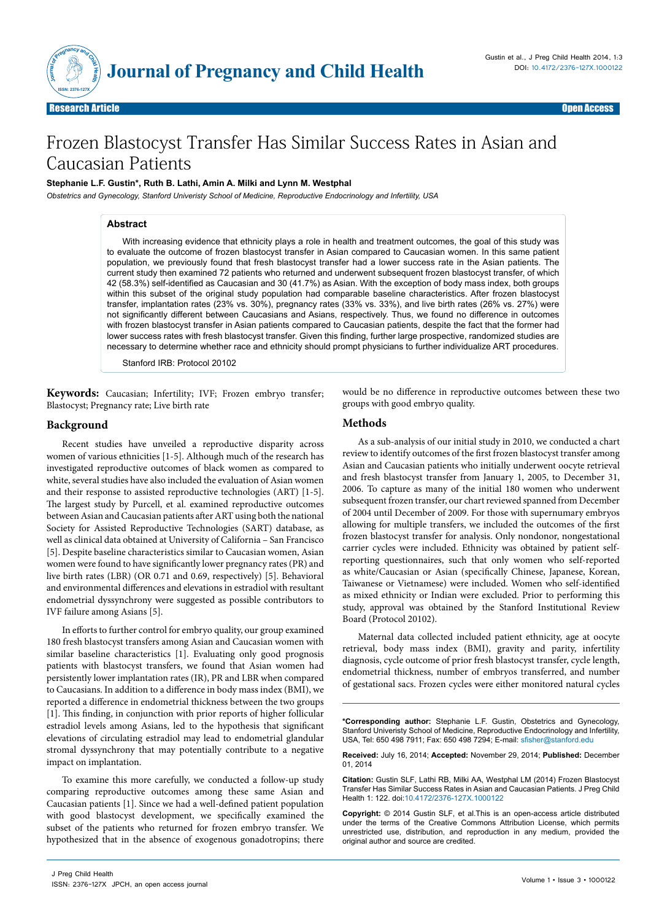Research Article | Open Access

# Frozen Blastocyst Transfer Has Similar Success Rates in Asian and Caucasian Patients

**Stephanie L.F. Gustin\*, Ruth B. Lathi, Amin A. Milki and Lynn M. Westphal**

*Obstetrics and Gynecology, Stanford Univeristy School of Medicine, Reproductive Endocrinology and Infertility, USA*

## Abstract

With increasing evidence that ethnicity plays a role in health and treatment outcomes, the goal of this study was to evaluate the outcome of frozen blastocyst transfer in Asian compared to Caucasian women. In this same patient population, we previously found that fresh blastocyst transfer had a lower success rate in the Asian patients. The current study then examined 72 patients who returned and underwent subsequent frozen blastocyst transfer, of which 42 (58.3%) self-identified as Caucasian and 30 (41.7%) as Asian. With the exception of body mass index, both groups within this subset of the original study population had comparable baseline characteristics. After frozen blastocyst transfer, implantation rates (23% vs. 30%), pregnancy rates (33% vs. 33%), and live birth rates (26% vs. 27%) were not significantly different between Caucasians and Asians, respectively. Thus, we found no difference in outcomes with frozen blastocyst transfer in Asian patients compared to Caucasian patients, despite the fact that the former had lower success rates with fresh blastocyst transfer. Given this finding, further large prospective, randomized studies are necessary to determine whether race and ethnicity should prompt physicians to further individualize ART procedures.

Stanford IRB: Protocol 20102

**Keywords:** Caucasian; Infertility; IVF; Frozen embryo transfer; Blastocyst; Pregnancy rate; Live birth rate

## Background

Recent studies have unveiled a reproductive disparity across women of various ethnicities [1-5]. Although much of the research has investigated reproductive outcomes of black women as compared to white, several studies have also included the evaluation of Asian women and their response to assisted reproductive technologies (ART) [1-5]. The largest study by Purcell, et al. examined reproductive outcomes between Asian and Caucasian patients after ART using both the national Society for Assisted Reproductive Technologies (SART) database, as well as clinical data obtained at University of California – San Francisco [5]. Despite baseline characteristics similar to Caucasian women, Asian women were found to have significantly lower pregnancy rates (PR) and live birth rates (LBR) (OR 0.71 and 0.69, respectively) [5]. Behavioral and environmental differences and elevations in estradiol with resultant endometrial dyssynchrony were suggested as possible contributors to IVF failure among Asians [5].

In efforts to further control for embryo quality, our group examined 180 fresh blastocyst transfers among Asian and Caucasian women with similar baseline characteristics [1]. Evaluating only good prognosis patients with blastocyst transfers, we found that Asian women had persistently lower implantation rates (IR), PR and LBR when compared to Caucasians. In addition to a difference in body mass index (BMI), we reported a difference in endometrial thickness between the two groups [1]. This finding, in conjunction with prior reports of higher follicular estradiol levels among Asians, led to the hypothesis that significant elevations of circulating estradiol may lead to endometrial glandular stromal dyssynchrony that may potentially contribute to a negative impact on implantation.

To examine this more carefully, we conducted a follow-up study comparing reproductive outcomes among these same Asian and Caucasian patients [1]. Since we had a well-defined patient population with good blastocyst development, we specifically examined the subset of the patients who returned for frozen embryo transfer. We hypothesized that in the absence of exogenous gonadotropins; there would be no difference in reproductive outcomes between these two groups with good embryo quality.

## Methods

As a sub-analysis of our initial study in 2010, we conducted a chart review to identify outcomes of the first frozen blastocyst transfer among Asian and Caucasian patients who initially underwent oocyte retrieval and fresh blastocyst transfer from January 1, 2005, to December 31, 2006. To capture as many of the initial 180 women who underwent subsequent frozen transfer, our chart reviewed spanned from December of 2004 until December of 2009. For those with supernumary embryos allowing for multiple transfers, we included the outcomes of the first frozen blastocyst transfer for analysis. Only nondonor, nongestational carrier cycles were included. Ethnicity was obtained by patient self-reporting questionnaires, such that only women who self-reported as white/Caucasian or Asian (specifically Chinese, Japanese, Korean, Taiwanese or Vietnamese) were included. Women who self-identified as mixed ethnicity or Indian were excluded. Prior to performing this study, approval was obtained by the Stanford Institutional Review Board (Protocol 20102).

Maternal data collected included patient ethnicity, age at oocyte retrieval, body mass index (BMI), gravity and parity, infertility diagnosis, cycle outcome of prior fresh blastocyst transfer, cycle length, endometrial thickness, number of embryos transferred, and number of gestational sacs. Frozen cycles were either monitored natural cycles

**\*Corresponding author:** Stephanie L.F. Gustin, Obstetrics and Gynecology, Stanford Univeristy School of Medicine, Reproductive Endocrinology and Infertility, USA, Tel: 650 498 7911; Fax: 650 498 7294; E-mail: sfisher@stanford.edu

**Received:** July 16, 2014; **Accepted:** November 29, 2014; **Published:** December 01, 2014

**Citation:** Gustin SLF, Lathi RB, Milki AA, Westphal LM (2014) Frozen Blastocyst Transfer Has Similar Success Rates in Asian and Caucasian Patients. J Preg Child Health 1: 122. doi:10.4172/2376-127X.1000122

**Copyright:** © 2014 Gustin SLF, et al.This is an open-access article distributed under the terms of the Creative Commons Attribution License, which permits unrestricted use, distribution, and reproduction in any medium, provided the original author and source are credited.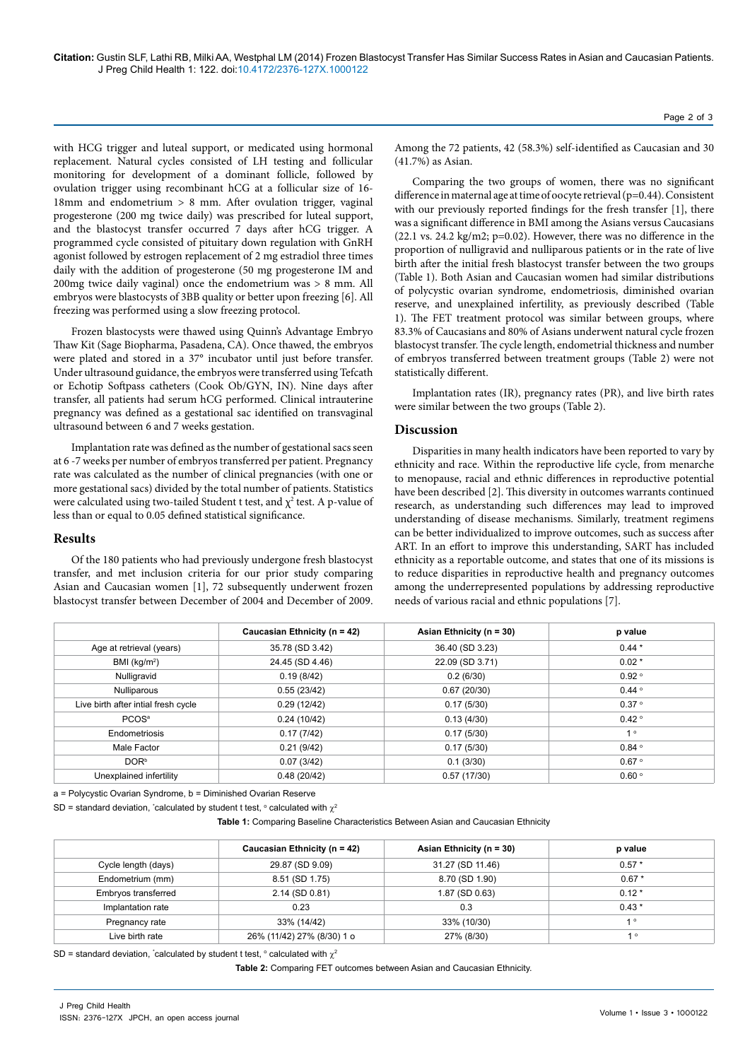with HCG trigger and luteal support, or medicated using hormonal replacement. Natural cycles consisted of LH testing and follicular monitoring for development of a dominant follicle, followed by ovulation trigger using recombinant hCG at a follicular size of 16-18mm and endometrium > 8 mm. After ovulation trigger, vaginal progesterone (200 mg twice daily) was prescribed for luteal support, and the blastocyst transfer occurred 7 days after hCG trigger. A programmed cycle consisted of pituitary down regulation with GnRH agonist followed by estrogen replacement of 2 mg estradiol three times daily with the addition of progesterone (50 mg progesterone IM and 200mg twice daily vaginal) once the endometrium was > 8 mm. All embryos were blastocysts of 3BB quality or better upon freezing [6]. All freezing was performed using a slow freezing protocol.

Frozen blastocysts were thawed using Quinn's Advantage Embryo Thaw Kit (Sage Biopharma, Pasadena, CA). Once thawed, the embryos were plated and stored in a 37° incubator until just before transfer. Under ultrasound guidance, the embryos were transferred using Tefcath or Echotip Softpass catheters (Cook Ob/GYN, IN). Nine days after transfer, all patients had serum hCG performed. Clinical intrauterine pregnancy was defined as a gestational sac identified on transvaginal ultrasound between 6 and 7 weeks gestation.

Implantation rate was defined as the number of gestational sacs seen at 6 -7 weeks per number of embryos transferred per patient. Pregnancy rate was calculated as the number of clinical pregnancies (with one or more gestational sacs) divided by the total number of patients. Statistics were calculated using two-tailed Student t test, and $\chi^2$ test. A p-value of less than or equal to 0.05 defined statistical significance.

## Results

Of the 180 patients who had previously undergone fresh blastocyst transfer, and met inclusion criteria for our prior study comparing Asian and Caucasian women [1], 72 subsequently underwent frozen blastocyst transfer between December of 2004 and December of 2009. Among the 72 patients, 42 (58.3%) self-identified as Caucasian and 30 (41.7%) as Asian.

Comparing the two groups of women, there was no significant difference in maternal age at time of oocyte retrieval (p=0.44). Consistent with our previously reported findings for the fresh transfer [1], there was a significant difference in BMI among the Asians versus Caucasians (22.1 vs. 24.2 kg/m2; p=0.02). However, there was no difference in the proportion of nulligravid and nulliparous patients or in the rate of live birth after the initial fresh blastocyst transfer between the two groups (Table 1). Both Asian and Caucasian women had similar distributions of polycystic ovarian syndrome, endometriosis, diminished ovarian reserve, and unexplained infertility, as previously described (Table 1). The FET treatment protocol was similar between groups, where 83.3% of Caucasians and 80% of Asians underwent natural cycle frozen blastocyst transfer. The cycle length, endometrial thickness and number of embryos transferred between treatment groups (Table 2) were not statistically different.

Implantation rates (IR), pregnancy rates (PR), and live birth rates were similar between the two groups (Table 2).

## Discussion

Disparities in many health indicators have been reported to vary by ethnicity and race. Within the reproductive life cycle, from menarche to menopause, racial and ethnic differences in reproductive potential have been described [2]. This diversity in outcomes warrants continued research, as understanding such differences may lead to improved understanding of disease mechanisms. Similarly, treatment regimens can be better individualized to improve outcomes, such as success after ART. In an effort to improve this understanding, SART has included ethnicity as a reportable outcome, and states that one of its missions is to reduce disparities in reproductive health and pregnancy outcomes among the underrepresented populations by addressing reproductive needs of various racial and ethnic populations [7].

| | Caucasian Ethnicity (n = 42) | Asian Ethnicity (n = 30) | p value |
|---|---|---|---|
| Age at retrieval (years) | 35.78 (SD 3.42) | 36.40 (SD 3.23) | 0.44 * |
| BMI (kg/m²) | 24.45 (SD 4.46) | 22.09 (SD 3.71) | 0.02 * |
| Nulligravid | 0.19 (8/42) | 0.2 (6/30) | 0.92 ° |
| Nulliparous | 0.55 (23/42) | 0.67 (20/30) | 0.44 ° |
| Live birth after intial fresh cycle | 0.29 (12/42) | 0.17 (5/30) | 0.37 ° |
| PCOS[a] | 0.24 (10/42) | 0.13 (4/30) | 0.42 ° |
| Endometriosis | 0.17 (7/42) | 0.17 (5/30) | 1 ° |
| Male Factor | 0.21 (9/42) | 0.17 (5/30) | 0.84 ° |
| DOR[b] | 0.07 (3/42) | 0.1 (3/30) | 0.67 ° |
| Unexplained infertility | 0.48 (20/42) | 0.57 (17/30) | 0.60 ° |

a = Polycystic Ovarian Syndrome, b = Diminished Ovarian Reserve

SD = standard deviation, *calculated by student t test, ° calculated with $\chi^2$

**Table 1:** Comparing Baseline Characteristics Between Asian and Caucasian Ethnicity

| | Caucasian Ethnicity (n = 42) | Asian Ethnicity (n = 30) | p value |
|---|---|---|---|
| Cycle length (days) | 29.87 (SD 9.09) | 31.27 (SD 11.46) | 0.57 * |
| Endometrium (mm) | 8.51 (SD 1.75) | 8.70 (SD 1.90) | 0.67 * |
| Embryos transferred | 2.14 (SD 0.81) | 1.87 (SD 0.63) | 0.12 * |
| Implantation rate | 0.23 | 0.3 | 0.43 * |
| Pregnancy rate | 33% (14/42) | 33% (10/30) | 1 ° |
| Live birth rate | 26% (11/42) 27% (8/30) 1 o | 27% (8/30) | 1 ° |

SD = standard deviation, *calculated by student t test, ° calculated with $\chi^2$

**Table 2:** Comparing FET outcomes between Asian and Caucasian Ethnicity.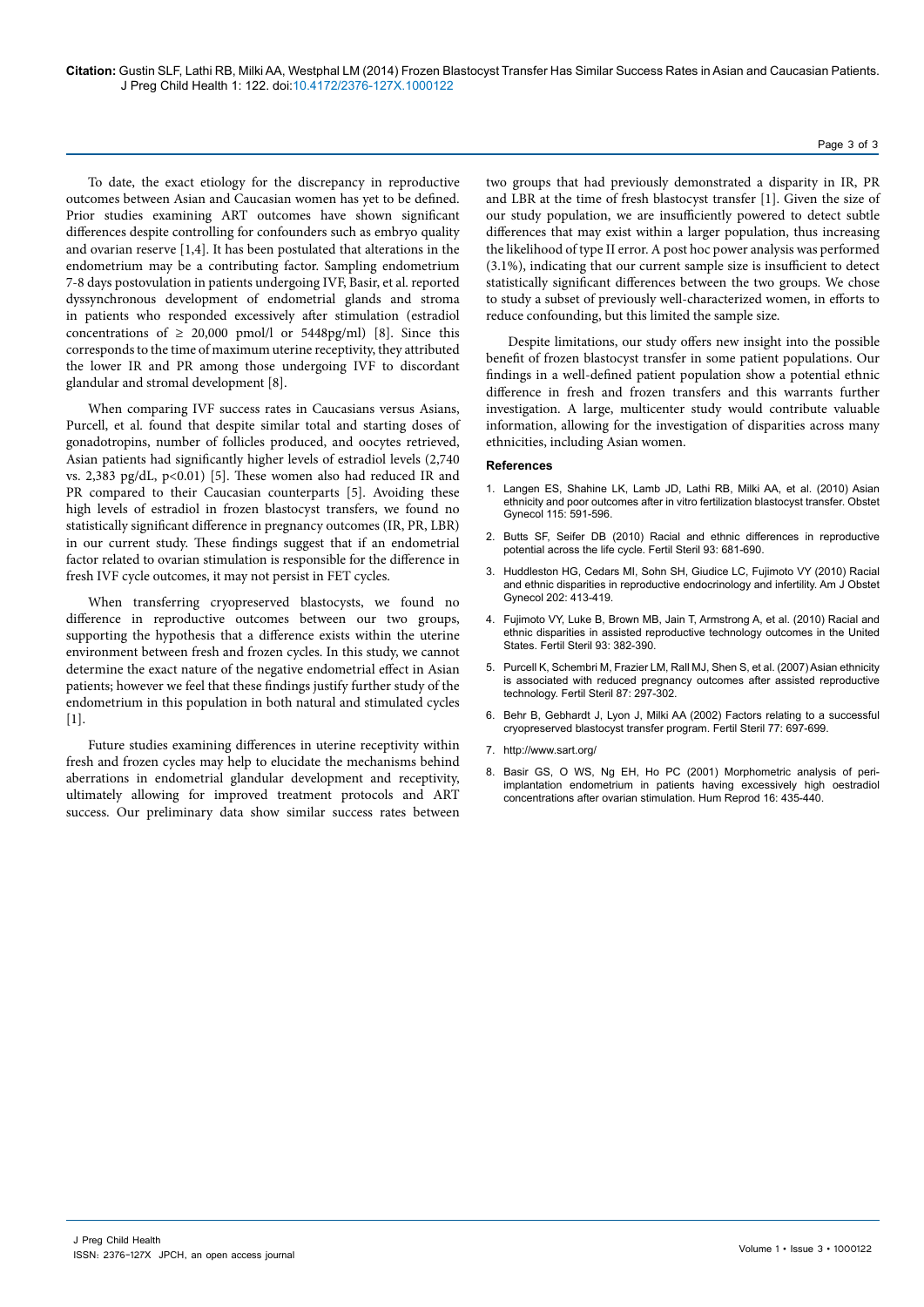To date, the exact etiology for the discrepancy in reproductive outcomes between Asian and Caucasian women has yet to be defined. Prior studies examining ART outcomes have shown significant differences despite controlling for confounders such as embryo quality and ovarian reserve [1,4]. It has been postulated that alterations in the endometrium may be a contributing factor. Sampling endometrium 7-8 days postovulation in patients undergoing IVF, Basir, et al. reported dyssynchronous development of endometrial glands and stroma in patients who responded excessively after stimulation (estradiol concentrations of ≥ 20,000 pmol/l or 5448pg/ml) [8]. Since this corresponds to the time of maximum uterine receptivity, they attributed the lower IR and PR among those undergoing IVF to discordant glandular and stromal development [8].

When comparing IVF success rates in Caucasians versus Asians, Purcell, et al. found that despite similar total and starting doses of gonadotropins, number of follicles produced, and oocytes retrieved, Asian patients had significantly higher levels of estradiol levels (2,740 vs. 2,383 pg/dL, $p<0.01$) [5]. These women also had reduced IR and PR compared to their Caucasian counterparts [5]. Avoiding these high levels of estradiol in frozen blastocyst transfers, we found no statistically significant difference in pregnancy outcomes (IR, PR, LBR) in our current study. These findings suggest that if an endometrial factor related to ovarian stimulation is responsible for the difference in fresh IVF cycle outcomes, it may not persist in FET cycles.

When transferring cryopreserved blastocysts, we found no difference in reproductive outcomes between our two groups, supporting the hypothesis that a difference exists within the uterine environment between fresh and frozen cycles. In this study, we cannot determine the exact nature of the negative endometrial effect in Asian patients; however we feel that these findings justify further study of the endometrium in this population in both natural and stimulated cycles [1].

Future studies examining differences in uterine receptivity within fresh and frozen cycles may help to elucidate the mechanisms behind aberrations in endometrial glandular development and receptivity, ultimately allowing for improved treatment protocols and ART success. Our preliminary data show similar success rates between two groups that had previously demonstrated a disparity in IR, PR and LBR at the time of fresh blastocyst transfer [1]. Given the size of our study population, we are insufficiently powered to detect subtle differences that may exist within a larger population, thus increasing the likelihood of type II error. A post hoc power analysis was performed (3.1%), indicating that our current sample size is insufficient to detect statistically significant differences between the two groups. We chose to study a subset of previously well-characterized women, in efforts to reduce confounding, but this limited the sample size.

Despite limitations, our study offers new insight into the possible benefit of frozen blastocyst transfer in some patient populations. Our findings in a well-defined patient population show a potential ethnic difference in fresh and frozen transfers and this warrants further investigation. A large, multicenter study would contribute valuable information, allowing for the investigation of disparities across many ethnicities, including Asian women.

## References

1. Langen ES, Shahine LK, Lamb JD, Lathi RB, Milki AA, et al. (2010) Asian ethnicity and poor outcomes after in vitro fertilization blastocyst transfer. Obstet Gynecol 115: 591-596.
2. Butts SF, Seifer DB (2010) Racial and ethnic differences in reproductive potential across the life cycle. Fertil Steril 93: 681-690.
3. Huddleston HG, Cedars MI, Sohn SH, Giudice LC, Fujimoto VY (2010) Racial and ethnic disparities in reproductive endocrinology and infertility. Am J Obstet Gynecol 202: 413-419.
4. Fujimoto VY, Luke B, Brown MB, Jain T, Armstrong A, et al. (2010) Racial and ethnic disparities in assisted reproductive technology outcomes in the United States. Fertil Steril 93: 382-390.
5. Purcell K, Schembri M, Frazier LM, Rall MJ, Shen S, et al. (2007) Asian ethnicity is associated with reduced pregnancy outcomes after assisted reproductive technology. Fertil Steril 87: 297-302.
6. Behr B, Gebhardt J, Lyon J, Milki AA (2002) Factors relating to a successful cryopreserved blastocyst transfer program. Fertil Steril 77: 697-699.
7. http://www.sart.org/
8. Basir GS, O WS, Ng EH, Ho PC (2001) Morphometric analysis of peri-implantation endometrium in patients having excessively high oestradiol concentrations after ovarian stimulation. Hum Reprod 16: 435-440.